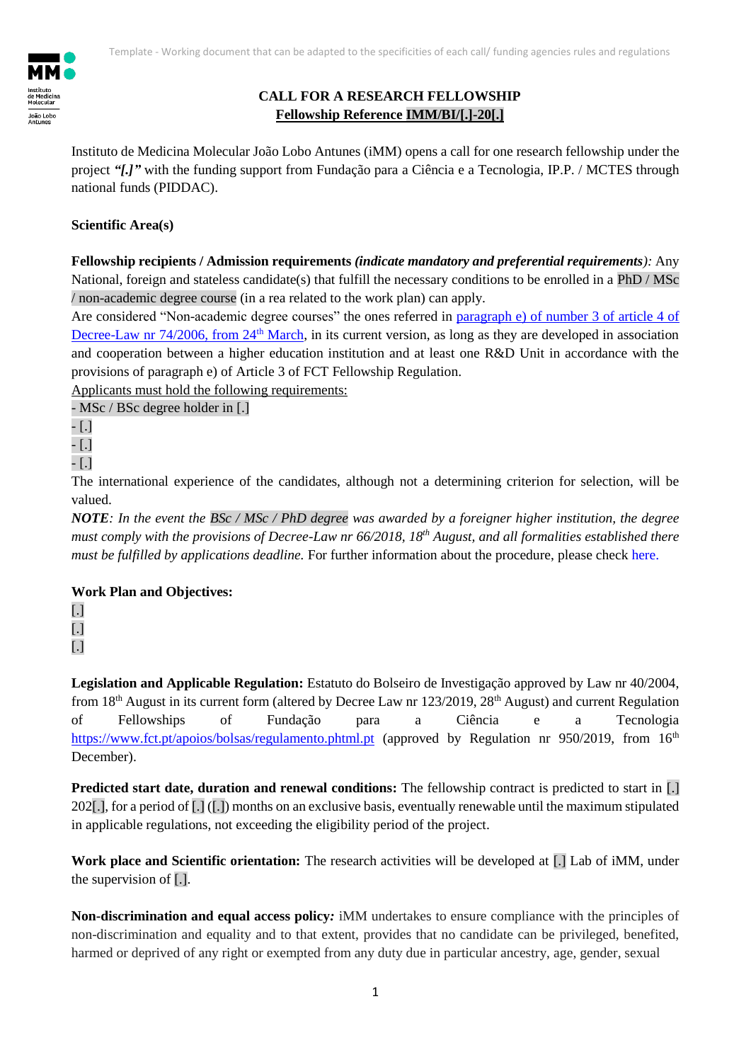**CALL FOR A RESEARCH FELLOWSHIP**
**Fellowship Reference IMM/BI/[.]-20[.]**

Instituto de Medicina Molecular João Lobo Antunes (iMM) opens a call for one research fellowship under the project ***"[.]"*** with the funding support from Fundação para a Ciência e a Tecnologia, IP.P. / MCTES through national funds (PIDDAC).

**Scientific Area(s)**

**Fellowship recipients / Admission requirements *(indicate mandatory and preferential requirements)*:** Any National, foreign and stateless candidate(s) that fulfill the necessary conditions to be enrolled in a PhD / MSc / non-academic degree course (in a rea related to the work plan) can apply.
Are considered "Non-academic degree courses" the ones referred in paragraph e) of number 3 of article 4 of Decree-Law nr 74/2006, from 24th March, in its current version, as long as they are developed in association and cooperation between a higher education institution and at least one R&D Unit in accordance with the provisions of paragraph e) of Article 3 of FCT Fellowship Regulation.
Applicants must hold the following requirements:
- MSc / BSc degree holder in [.]
- [.]
- [.]
- [.]

The international experience of the candidates, although not a determining criterion for selection, will be valued.
***NOTE**: In the event the BSc / MSc / PhD degree was awarded by a foreigner higher institution, the degree must comply with the provisions of Decree-Law nr 66/2018, 18th August, and all formalities established there must be fulfilled by applications deadline.* For further information about the procedure, please check here.

**Work Plan and Objectives:**
[.]
[.]
[.]

**Legislation and Applicable Regulation:** Estatuto do Bolseiro de Investigação approved by Law nr 40/2004, from 18th August in its current form (altered by Decree Law nr 123/2019, 28th August) and current Regulation of Fellowships of Fundação para a Ciência e a Tecnologia https://www.fct.pt/apoios/bolsas/regulamento.phtml.pt (approved by Regulation nr 950/2019, from 16th December).

**Predicted start date, duration and renewal conditions:** The fellowship contract is predicted to start in [.] 202[.], for a period of [.] ([.]) months on an exclusive basis, eventually renewable until the maximum stipulated in applicable regulations, not exceeding the eligibility period of the project.

**Work place and Scientific orientation:** The research activities will be developed at [.] Lab of iMM, under the supervision of [.].

**Non-discrimination and equal access policy*:*** iMM undertakes to ensure compliance with the principles of non-discrimination and equality and to that extent, provides that no candidate can be privileged, benefited, harmed or deprived of any right or exempted from any duty due in particular ancestry, age, gender, sexual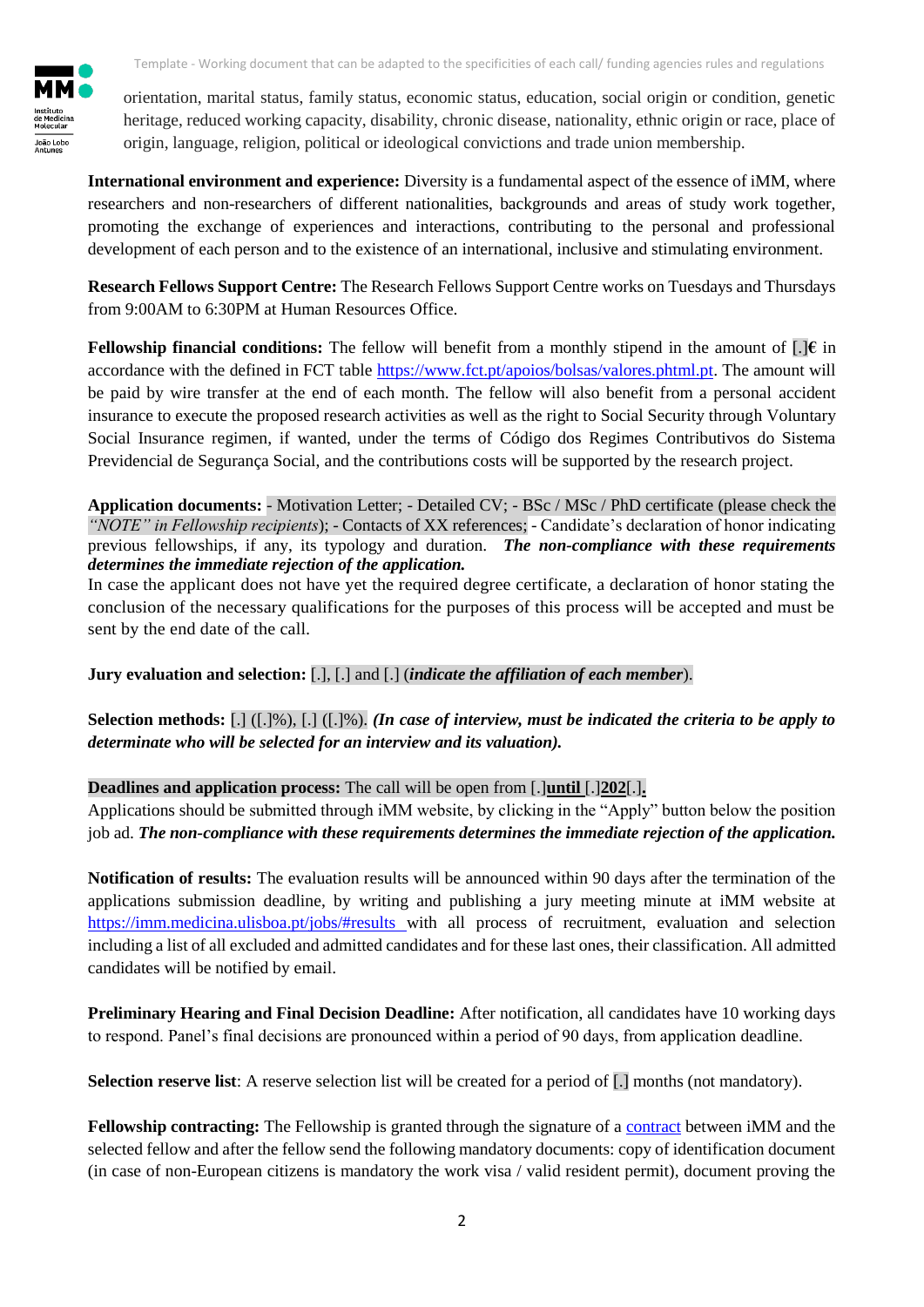orientation, marital status, family status, economic status, education, social origin or condition, genetic heritage, reduced working capacity, disability, chronic disease, nationality, ethnic origin or race, place of origin, language, religion, political or ideological convictions and trade union membership.

**International environment and experience:** Diversity is a fundamental aspect of the essence of iMM, where researchers and non-researchers of different nationalities, backgrounds and areas of study work together, promoting the exchange of experiences and interactions, contributing to the personal and professional development of each person and to the existence of an international, inclusive and stimulating environment.

**Research Fellows Support Centre:** The Research Fellows Support Centre works on Tuesdays and Thursdays from 9:00AM to 6:30PM at Human Resources Office.

**Fellowship financial conditions:** The fellow will benefit from a monthly stipend in the amount of [.]€ in accordance with the defined in FCT table https://www.fct.pt/apoios/bolsas/valores.phtml.pt. The amount will be paid by wire transfer at the end of each month. The fellow will also benefit from a personal accident insurance to execute the proposed research activities as well as the right to Social Security through Voluntary Social Insurance regimen, if wanted, under the terms of Código dos Regimes Contributivos do Sistema Previdencial de Segurança Social, and the contributions costs will be supported by the research project.

**Application documents:** - Motivation Letter; - Detailed CV; - BSc / MSc / PhD certificate (please check the *"NOTE" in Fellowship recipients*); - Contacts of XX references; - Candidate's declaration of honor indicating previous fellowships, if any, its typology and duration. ***The non-compliance with these requirements determines the immediate rejection of the application.***
In case the applicant does not have yet the required degree certificate, a declaration of honor stating the conclusion of the necessary qualifications for the purposes of this process will be accepted and must be sent by the end date of the call.

**Jury evaluation and selection:** [.], [.] and [.] (***indicate the affiliation of each member***).

**Selection methods:** [.] ([.]%), [.] ([.]%). ***(In case of interview, must be indicated the criteria to be apply to determinate who will be selected for an interview and its valuation).***

**Deadlines and application process:** The call will be open from [.]**until** [.]**202**[.]**.**
Applications should be submitted through iMM website, by clicking in the "Apply" button below the position job ad. ***The non-compliance with these requirements determines the immediate rejection of the application.***

**Notification of results:** The evaluation results will be announced within 90 days after the termination of the applications submission deadline, by writing and publishing a jury meeting minute at iMM website at https://imm.medicina.ulisboa.pt/jobs/#results with all process of recruitment, evaluation and selection including a list of all excluded and admitted candidates and for these last ones, their classification. All admitted candidates will be notified by email.

**Preliminary Hearing and Final Decision Deadline:** After notification, all candidates have 10 working days to respond. Panel's final decisions are pronounced within a period of 90 days, from application deadline.

**Selection reserve list**: A reserve selection list will be created for a period of [.] months (not mandatory).

**Fellowship contracting:** The Fellowship is granted through the signature of a contract between iMM and the selected fellow and after the fellow send the following mandatory documents: copy of identification document (in case of non-European citizens is mandatory the work visa / valid resident permit), document proving the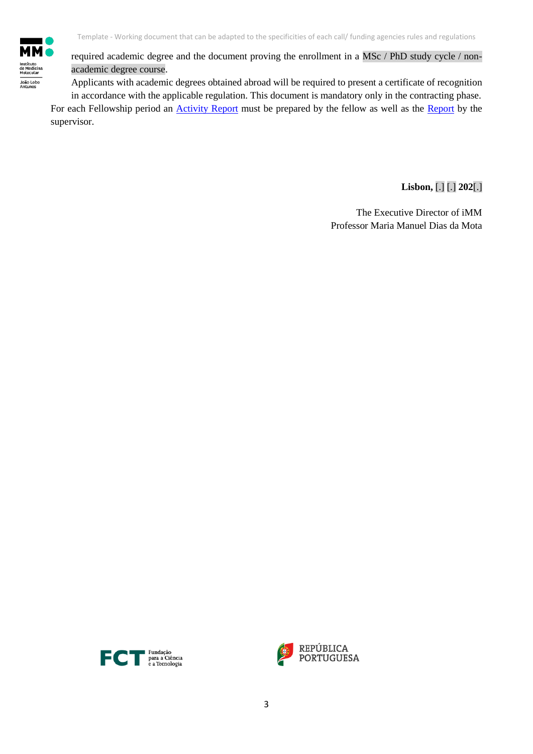required academic degree and the document proving the enrollment in a MSc / PhD study cycle / non-academic degree course.

Applicants with academic degrees obtained abroad will be required to present a certificate of recognition in accordance with the applicable regulation. This document is mandatory only in the contracting phase.

For each Fellowship period an Activity Report must be prepared by the fellow as well as the Report by the supervisor.

**Lisbon, [.] [.] 202[.]**

The Executive Director of iMM
Professor Maria Manuel Dias da Mota